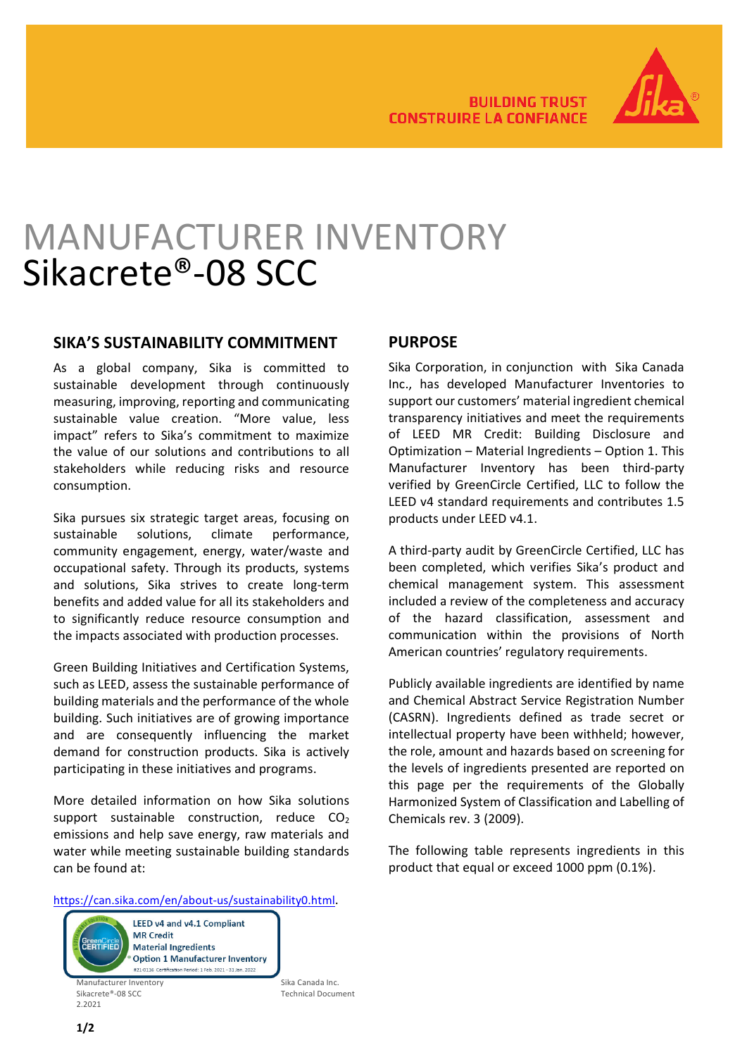BUILDING TRUST
CONSTRUIRE LA CONFIANCE

# MANUFACTURER INVENTORY
# Sikacrete®-08 SCC

## SIKA'S SUSTAINABILITY COMMITMENT

As a global company, Sika is committed to sustainable development through continuously measuring, improving, reporting and communicating sustainable value creation. "More value, less impact" refers to Sika's commitment to maximize the value of our solutions and contributions to all stakeholders while reducing risks and resource consumption.

Sika pursues six strategic target areas, focusing on sustainable solutions, climate performance, community engagement, energy, water/waste and occupational safety. Through its products, systems and solutions, Sika strives to create long-term benefits and added value for all its stakeholders and to significantly reduce resource consumption and the impacts associated with production processes.

Green Building Initiatives and Certification Systems, such as LEED, assess the sustainable performance of building materials and the performance of the whole building. Such initiatives are of growing importance and are consequently influencing the market demand for construction products. Sika is actively participating in these initiatives and programs.

More detailed information on how Sika solutions support sustainable construction, reduce $CO_2$ emissions and help save energy, raw materials and water while meeting sustainable building standards can be found at:

https://can.sika.com/en/about-us/sustainability0.html.

LEED v4 and v4.1 Compliant
MR Credit
Material Ingredients
Option 1 Manufacturer Inventory
#21-0116 Certification Period: 1 Feb. 2021 - 31 Jan. 2022

## PURPOSE

Sika Corporation, in conjunction with Sika Canada Inc., has developed Manufacturer Inventories to support our customers' material ingredient chemical transparency initiatives and meet the requirements of LEED MR Credit: Building Disclosure and Optimization – Material Ingredients – Option 1. This Manufacturer Inventory has been third-party verified by GreenCircle Certified, LLC to follow the LEED v4 standard requirements and contributes 1.5 products under LEED v4.1.

A third-party audit by GreenCircle Certified, LLC has been completed, which verifies Sika's product and chemical management system. This assessment included a review of the completeness and accuracy of the hazard classification, assessment and communication within the provisions of North American countries' regulatory requirements.

Publicly available ingredients are identified by name and Chemical Abstract Service Registration Number (CASRN). Ingredients defined as trade secret or intellectual property have been withheld; however, the role, amount and hazards based on screening for the levels of ingredients presented are reported on this page per the requirements of the Globally Harmonized System of Classification and Labelling of Chemicals rev. 3 (2009).

The following table represents ingredients in this product that equal or exceed 1000 ppm (0.1%).

Manufacturer Inventory
Sikacrete®-08 SCC
2.2021

Sika Canada Inc.
Technical Document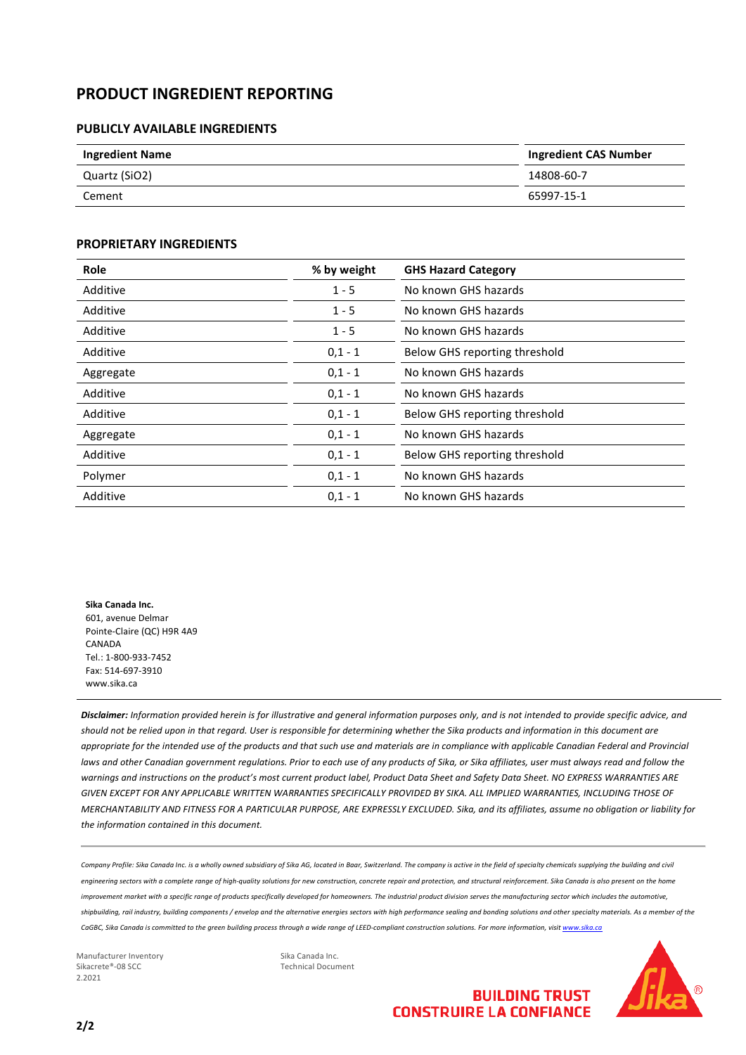# PRODUCT INGREDIENT REPORTING

## PUBLICLY AVAILABLE INGREDIENTS

| Ingredient Name | Ingredient CAS Number |
|---|---|
| Quartz ($SiO_2$) | 14808-60-7 |
| Cement | 65997-15-1 |

## PROPRIETARY INGREDIENTS

| Role | % by weight | GHS Hazard Category |
|---|---|---|
| Additive | 1 - 5 | No known GHS hazards |
| Additive | 1 - 5 | No known GHS hazards |
| Additive | 1 - 5 | No known GHS hazards |
| Additive | 0,1 - 1 | Below GHS reporting threshold |
| Aggregate | 0,1 - 1 | No known GHS hazards |
| Additive | 0,1 - 1 | No known GHS hazards |
| Additive | 0,1 - 1 | Below GHS reporting threshold |
| Aggregate | 0,1 - 1 | No known GHS hazards |
| Additive | 0,1 - 1 | Below GHS reporting threshold |
| Polymer | 0,1 - 1 | No known GHS hazards |
| Additive | 0,1 - 1 | No known GHS hazards |

**Sika Canada Inc.**
601, avenue Delmar
Pointe-Claire (QC) H9R 4A9
CANADA
Tel.: 1-800-933-7452
Fax: 514-697-3910
www.sika.ca

***Disclaimer:*** *Information provided herein is for illustrative and general information purposes only, and is not intended to provide specific advice, and should not be relied upon in that regard. User is responsible for determining whether the Sika products and information in this document are appropriate for the intended use of the products and that such use and materials are in compliance with applicable Canadian Federal and Provincial laws and other Canadian government regulations. Prior to each use of any products of Sika, or Sika affiliates, user must always read and follow the warnings and instructions on the product's most current product label, Product Data Sheet and Safety Data Sheet. NO EXPRESS WARRANTIES ARE GIVEN EXCEPT FOR ANY APPLICABLE WRITTEN WARRANTIES SPECIFICALLY PROVIDED BY SIKA. ALL IMPLIED WARRANTIES, INCLUDING THOSE OF MERCHANTABILITY AND FITNESS FOR A PARTICULAR PURPOSE, ARE EXPRESSLY EXCLUDED. Sika, and its affiliates, assume no obligation or liability for the information contained in this document.*

*Company Profile: Sika Canada Inc. is a wholly owned subsidiary of Sika AG, located in Baar, Switzerland. The company is active in the field of specialty chemicals supplying the building and civil engineering sectors with a complete range of high-quality solutions for new construction, concrete repair and protection, and structural reinforcement. Sika Canada is also present on the home improvement market with a specific range of products specifically developed for homeowners. The industrial product division serves the manufacturing sector which includes the automotive, shipbuilding, rail industry, building components / envelop and the alternative energies sectors with high performance sealing and bonding solutions and other specialty materials. As a member of the CaGBC, Sika Canada is committed to the green building process through a wide range of LEED-compliant construction solutions. For more information, visit www.sika.ca*

Manufacturer Inventory
Sikacrete®-08 SCC
2.2021

Sika Canada Inc.
Technical Document

BUILDING TRUST
CONSTRUIRE LA CONFIANCE